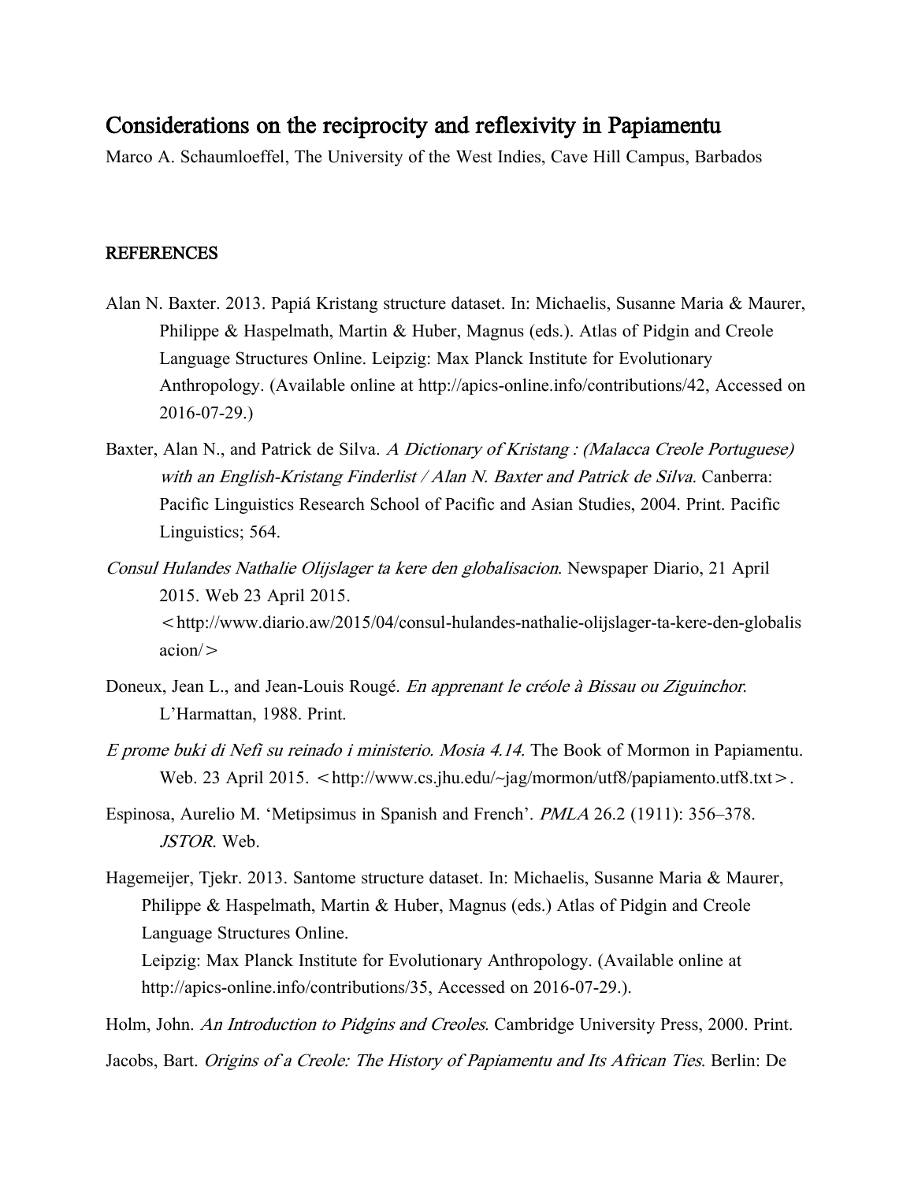# Considerations on the reciprocity and reflexivity in Papiamentu

Marco A. Schaumloeffel, The University of the West Indies, Cave Hill Campus, Barbados

## REFERENCES

Alan N. Baxter. 2013. Papiá Kristang structure dataset. In: Michaelis, Susanne Maria & Maurer, Philippe & Haspelmath, Martin & Huber, Magnus (eds.). Atlas of Pidgin and Creole Language Structures Online. Leipzig: Max Planck Institute for Evolutionary Anthropology. (Available online at http://apics-online.info/contributions/42, Accessed on 2016-07-29.)

Baxter, Alan N., and Patrick de Silva. *A Dictionary of Kristang : (Malacca Creole Portuguese) with an English-Kristang Finderlist / Alan N. Baxter and Patrick de Silva*. Canberra: Pacific Linguistics Research School of Pacific and Asian Studies, 2004. Print. Pacific Linguistics; 564.

*Consul Hulandes Nathalie Olijslager ta kere den globalisacion*. Newspaper Diario, 21 April 2015. Web 23 April 2015. <http://www.diario.aw/2015/04/consul-hulandes-nathalie-olijslager-ta-kere-den-globalisacion/>

Doneux, Jean L., and Jean-Louis Rougé. *En apprenant le créole à Bissau ou Ziguinchor*. L'Harmattan, 1988. Print.

*E prome buki di Nefi su reinado i ministerio. Mosia 4.14*. The Book of Mormon in Papiamentu. Web. 23 April 2015. <http://www.cs.jhu.edu/~jag/mormon/utf8/papiamento.utf8.txt>.

Espinosa, Aurelio M. 'Metipsimus in Spanish and French'. *PMLA* 26.2 (1911): 356–378. *JSTOR*. Web.

Hagemeijer, Tjekr. 2013. Santome structure dataset. In: Michaelis, Susanne Maria & Maurer, Philippe & Haspelmath, Martin & Huber, Magnus (eds.) Atlas of Pidgin and Creole Language Structures Online. Leipzig: Max Planck Institute for Evolutionary Anthropology. (Available online at http://apics-online.info/contributions/35, Accessed on 2016-07-29.).

Holm, John. *An Introduction to Pidgins and Creoles*. Cambridge University Press, 2000. Print.

Jacobs, Bart. *Origins of a Creole: The History of Papiamentu and Its African Ties*. Berlin: De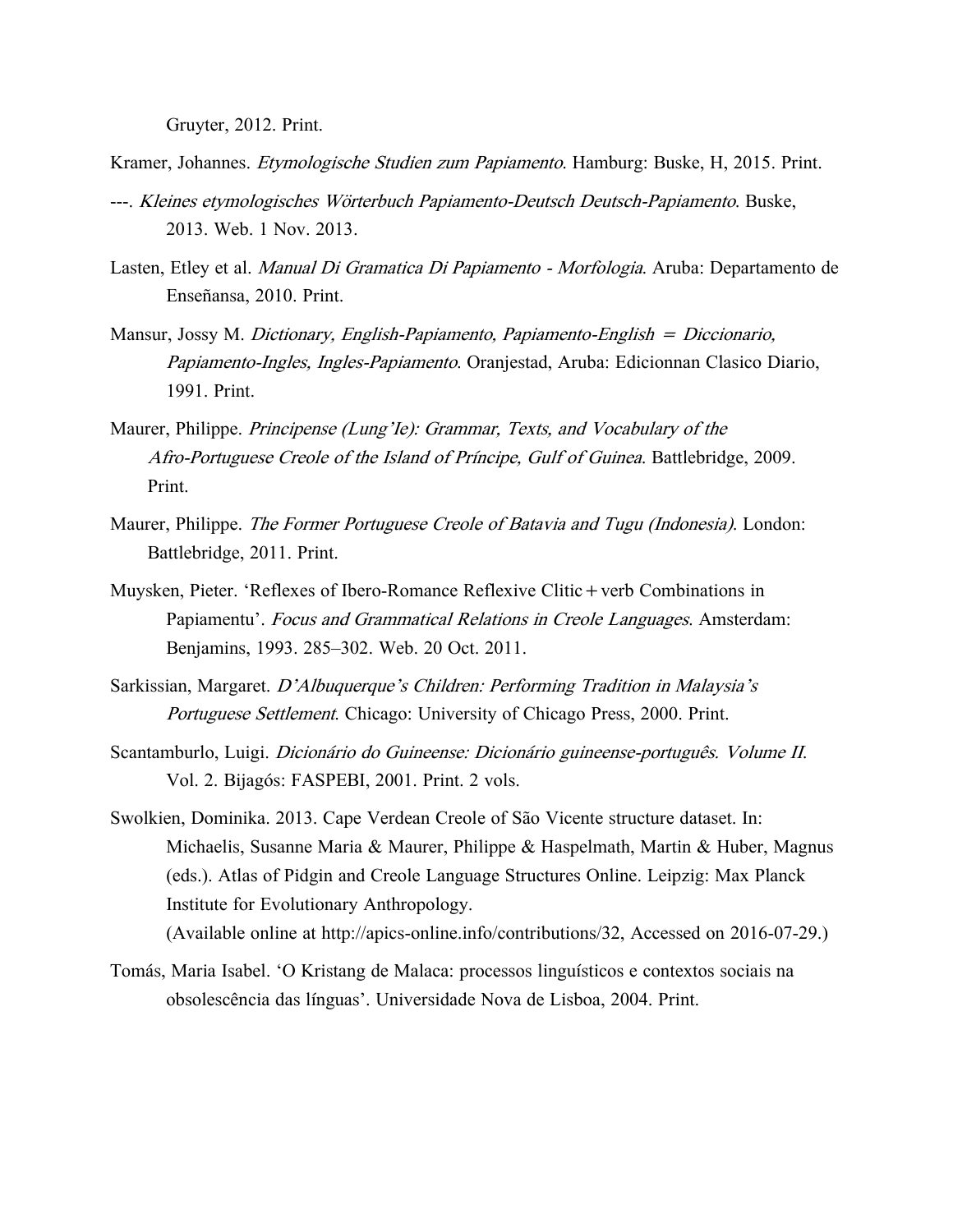Gruyter, 2012. Print.

Kramer, Johannes. *Etymologische Studien zum Papiamento*. Hamburg: Buske, H, 2015. Print.

---. *Kleines etymologisches Wörterbuch Papiamento-Deutsch Deutsch-Papiamento*. Buske, 2013. Web. 1 Nov. 2013.

Lasten, Etley et al. *Manual Di Gramatica Di Papiamento - Morfologia*. Aruba: Departamento de Enseñansa, 2010. Print.

Mansur, Jossy M. *Dictionary, English-Papiamento, Papiamento-English = Diccionario, Papiamento-Ingles, Ingles-Papiamento*. Oranjestad, Aruba: Edicionnan Clasico Diario, 1991. Print.

Maurer, Philippe. *Principense (Lung'Ie): Grammar, Texts, and Vocabulary of the Afro-Portuguese Creole of the Island of Príncipe, Gulf of Guinea*. Battlebridge, 2009. Print.

Maurer, Philippe. *The Former Portuguese Creole of Batavia and Tugu (Indonesia)*. London: Battlebridge, 2011. Print.

Muysken, Pieter. 'Reflexes of Ibero-Romance Reflexive Clitic + verb Combinations in Papiamentu'. *Focus and Grammatical Relations in Creole Languages*. Amsterdam: Benjamins, 1993. 285–302. Web. 20 Oct. 2011.

Sarkissian, Margaret. *D'Albuquerque's Children: Performing Tradition in Malaysia's Portuguese Settlement*. Chicago: University of Chicago Press, 2000. Print.

Scantamburlo, Luigi. *Dicionário do Guineense: Dicionário guineense-português. Volume II*. Vol. 2. Bijagós: FASPEBI, 2001. Print. 2 vols.

Swolkien, Dominika. 2013. Cape Verdean Creole of São Vicente structure dataset. In: Michaelis, Susanne Maria & Maurer, Philippe & Haspelmath, Martin & Huber, Magnus (eds.). Atlas of Pidgin and Creole Language Structures Online. Leipzig: Max Planck Institute for Evolutionary Anthropology. (Available online at http://apics-online.info/contributions/32, Accessed on 2016-07-29.)

Tomás, Maria Isabel. 'O Kristang de Malaca: processos linguísticos e contextos sociais na obsolescência das línguas'. Universidade Nova de Lisboa, 2004. Print.